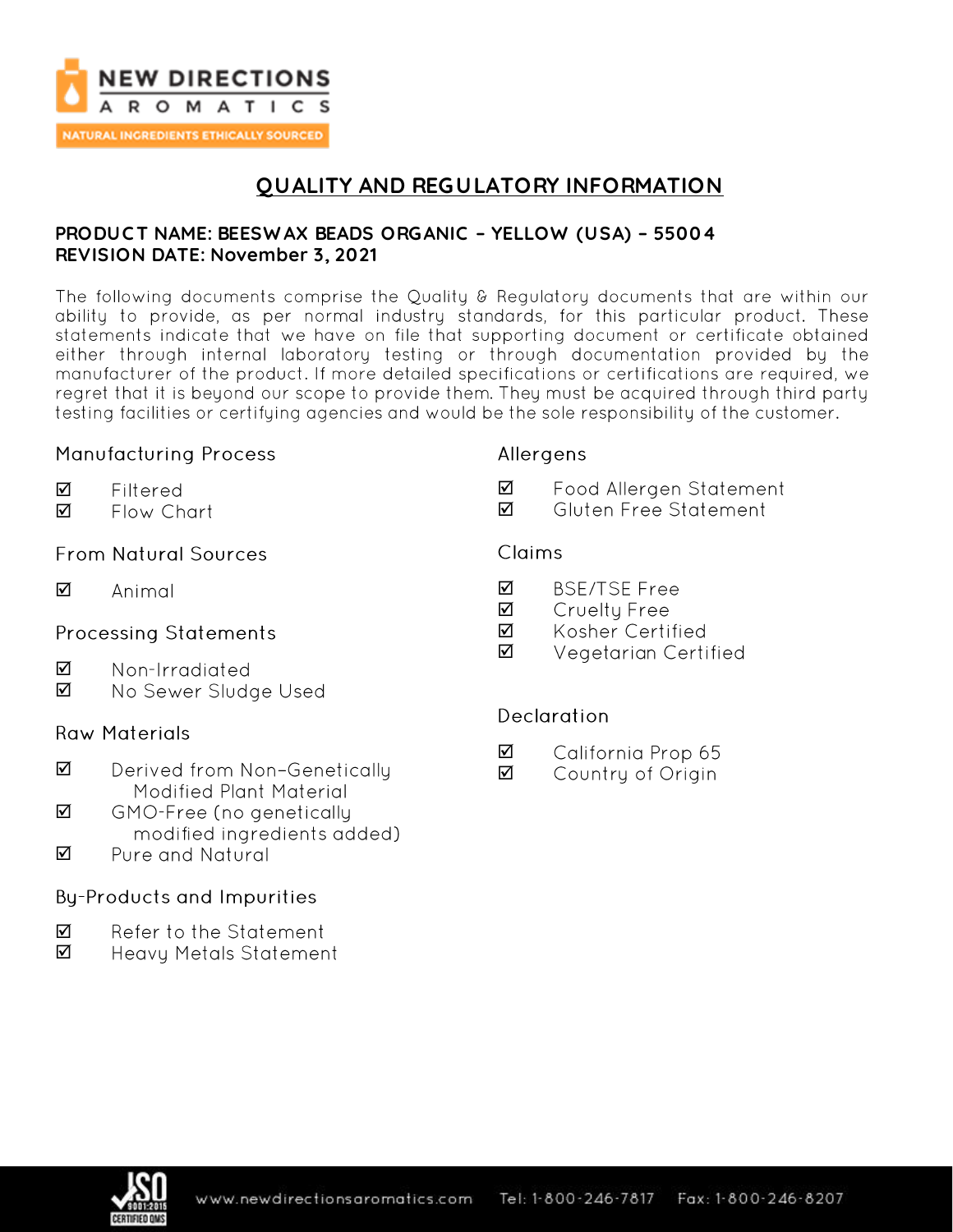NEW DIRECTIONS AROMATICS

NATURAL INGREDIENTS ETHICALLY SOURCED

# QUALITY AND REGULATORY INFORMATION

**PRODUCT NAME: BEESWAX BEADS ORGANIC – YELLOW (USA) – 55004**
**REVISION DATE: November 3, 2021**

The following documents comprise the Quality & Regulatory documents that are within our ability to provide, as per normal industry standards, for this particular product. These statements indicate that we have on file that supporting document or certificate obtained either through internal laboratory testing or through documentation provided by the manufacturer of the product. If more detailed specifications or certifications are required, we regret that it is beyond our scope to provide them. They must be acquired through third party testing facilities or certifying agencies and would be the sole responsibility of the customer.

## Manufacturing Process

- ☑ Filtered
- ☑ Flow Chart

## From Natural Sources

- ☑ Animal

## Processing Statements

- ☑ Non-Irradiated
- ☑ No Sewer Sludge Used

## Raw Materials

- ☑ Derived from Non-Genetically Modified Plant Material
- ☑ GMO-Free (no genetically modified ingredients added)
- ☑ Pure and Natural

## By-Products and Impurities

- ☑ Refer to the Statement
- ☑ Heavy Metals Statement

## Allergens

- ☑ Food Allergen Statement
- ☑ Gluten Free Statement

## Claims

- ☑ BSE/TSE Free
- ☑ Cruelty Free
- ☑ Kosher Certified
- ☑ Vegetarian Certified

## Declaration

- ☑ California Prop 65
- ☑ Country of Origin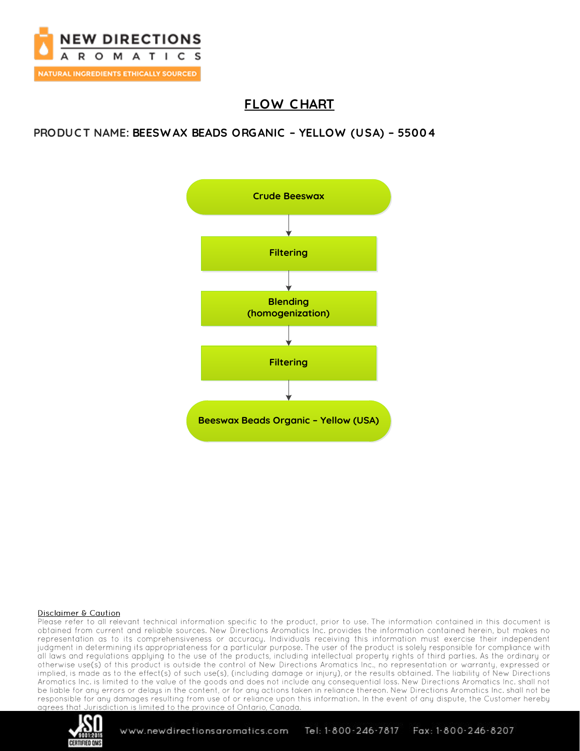# FLOW CHART

**PRODUCT NAME: BEESWAX BEADS ORGANIC – YELLOW (USA) – 55004**

**Crude Beeswax**

↓

**Filtering**

↓

**Blending (homogenization)**

↓

**Filtering**

↓

**Beeswax Beads Organic – Yellow (USA)**

Disclaimer & Caution

Please refer to all relevant technical information specific to the product, prior to use. The information contained in this document is obtained from current and reliable sources. New Directions Aromatics Inc. provides the information contained herein, but makes no representation as to its comprehensiveness or accuracy. Individuals receiving this information must exercise their independent judgment in determining its appropriateness for a particular purpose. The user of the product is solely responsible for compliance with all laws and regulations applying to the use of the products, including intellectual property rights of third parties. As the ordinary or otherwise use(s) of this product is outside the control of New Directions Aromatics Inc., no representation or warranty, expressed or implied, is made as to the effect(s) of such use(s), (including damage or injury), or the results obtained. The liability of New Directions Aromatics Inc. is limited to the value of the goods and does not include any consequential loss. New Directions Aromatics Inc. shall not be liable for any errors or delays in the content, or for any actions taken in reliance thereon. New Directions Aromatics Inc. shall not be responsible for any damages resulting from use of or reliance upon this information. In the event of any dispute, the Customer hereby agrees that Jurisdiction is limited to the province of Ontario, Canada.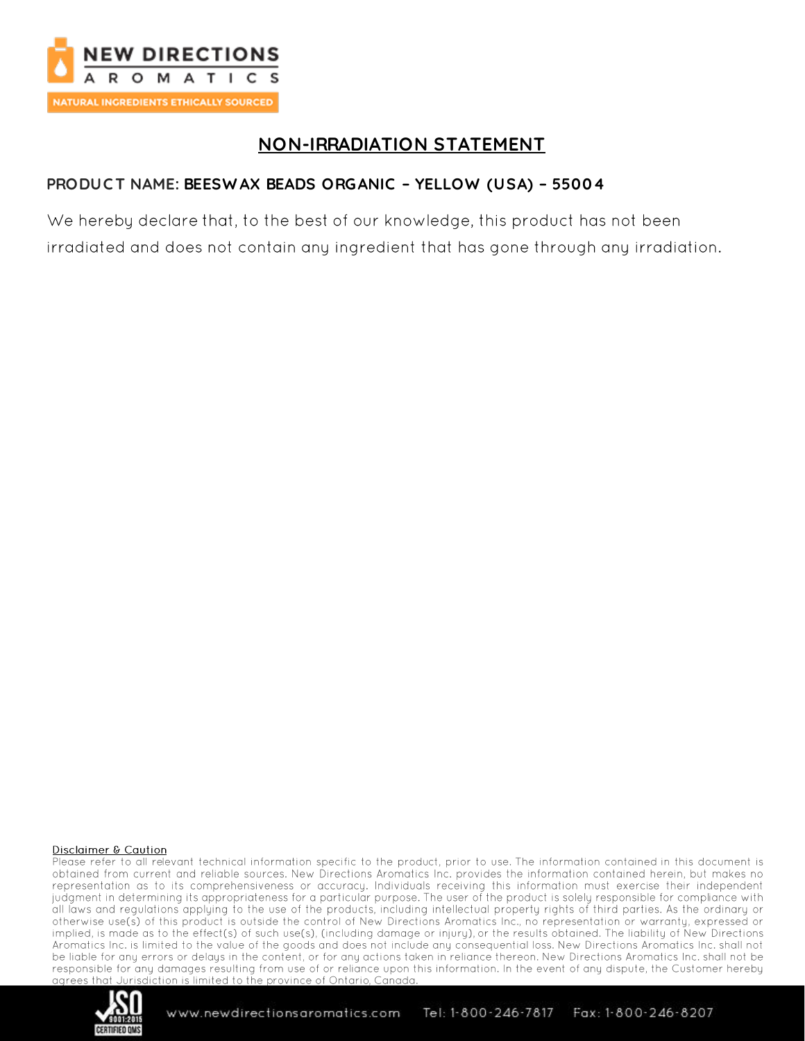NEW DIRECTIONS
AROMATICS
NATURAL INGREDIENTS ETHICALLY SOURCED

# NON-IRRADIATION STATEMENT

**PRODUCT NAME: BEESWAX BEADS ORGANIC – YELLOW (USA) – 55004**

We hereby declare that, to the best of our knowledge, this product has not been irradiated and does not contain any ingredient that has gone through any irradiation.

**Disclaimer & Caution**

Please refer to all relevant technical information specific to the product, prior to use. The information contained in this document is obtained from current and reliable sources. New Directions Aromatics Inc. provides the information contained herein, but makes no representation as to its comprehensiveness or accuracy. Individuals receiving this information must exercise their independent judgment in determining its appropriateness for a particular purpose. The user of the product is solely responsible for compliance with all laws and regulations applying to the use of the products, including intellectual property rights of third parties. As the ordinary or otherwise use(s) of this product is outside the control of New Directions Aromatics Inc., no representation or warranty, expressed or implied, is made as to the effect(s) of such use(s), (including damage or injury), or the results obtained. The liability of New Directions Aromatics Inc. is limited to the value of the goods and does not include any consequential loss. New Directions Aromatics Inc. shall not be liable for any errors or delays in the content, or for any actions taken in reliance thereon. New Directions Aromatics Inc. shall not be responsible for any damages resulting from use of or reliance upon this information. In the event of any dispute, the Customer hereby agrees that Jurisdiction is limited to the province of Ontario, Canada.

ISO 9001:2015 CERTIFIED QMS

www.newdirectionsaromatics.com Tel: 1-800-246-7817 Fax: 1-800-246-8207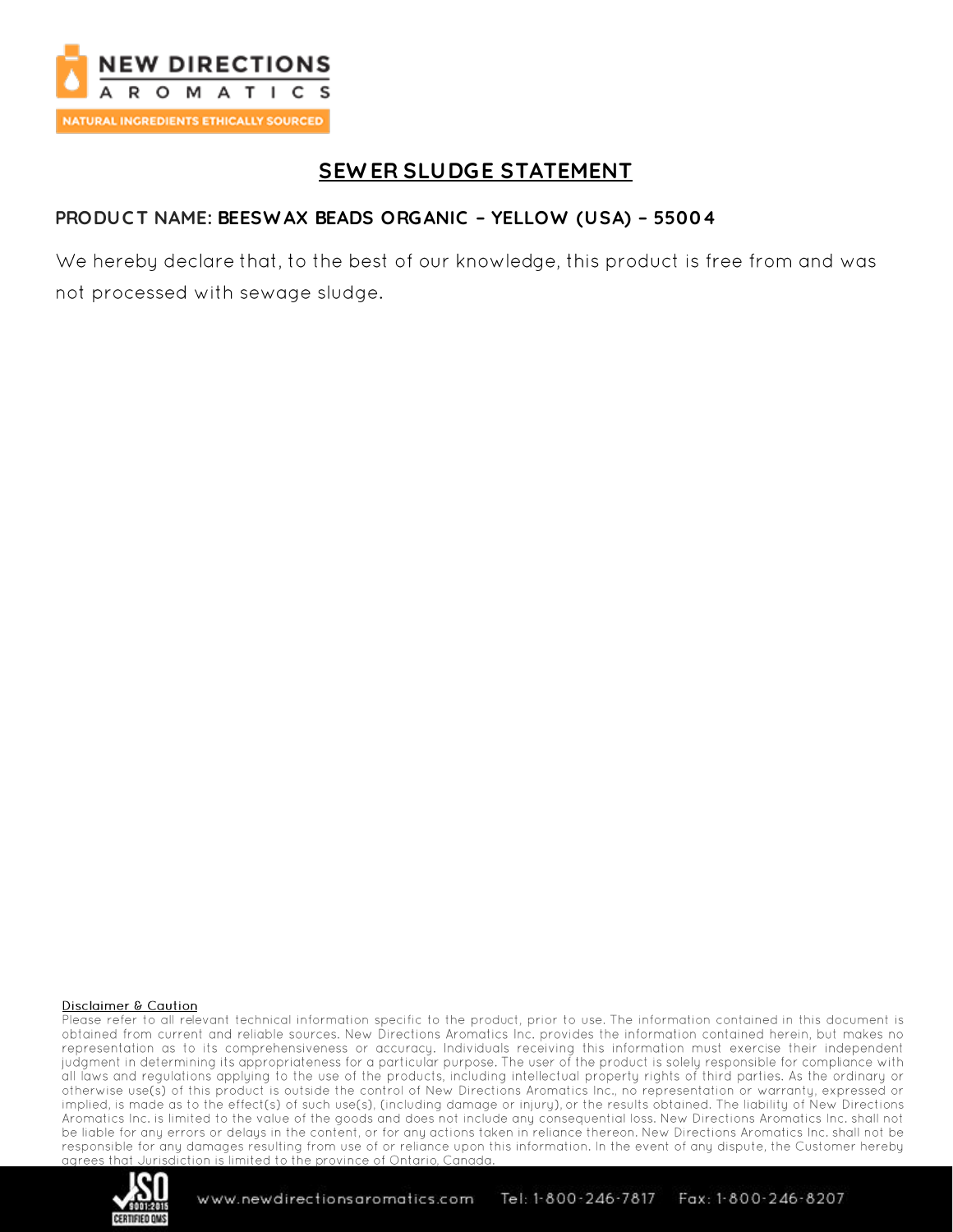# SEWER SLUDGE STATEMENT

**PRODUCT NAME: BEESWAX BEADS ORGANIC – YELLOW (USA) – 55004**

We hereby declare that, to the best of our knowledge, this product is free from and was not processed with sewage sludge.

Disclaimer & Caution

Please refer to all relevant technical information specific to the product, prior to use. The information contained in this document is obtained from current and reliable sources. New Directions Aromatics Inc. provides the information contained herein, but makes no representation as to its comprehensiveness or accuracy. Individuals receiving this information must exercise their independent judgment in determining its appropriateness for a particular purpose. The user of the product is solely responsible for compliance with all laws and regulations applying to the use of the products, including intellectual property rights of third parties. As the ordinary or otherwise use(s) of this product is outside the control of New Directions Aromatics Inc., no representation or warranty, expressed or implied, is made as to the effect(s) of such use(s), (including damage or injury), or the results obtained. The liability of New Directions Aromatics Inc. is limited to the value of the goods and does not include any consequential loss. New Directions Aromatics Inc. shall not be liable for any errors or delays in the content, or for any actions taken in reliance thereon. New Directions Aromatics Inc. shall not be responsible for any damages resulting from use of or reliance upon this information. In the event of any dispute, the Customer hereby agrees that Jurisdiction is limited to the province of Ontario, Canada.

www.newdirectionsaromatics.com Tel: 1-800-246-7817 Fax: 1-800-246-8207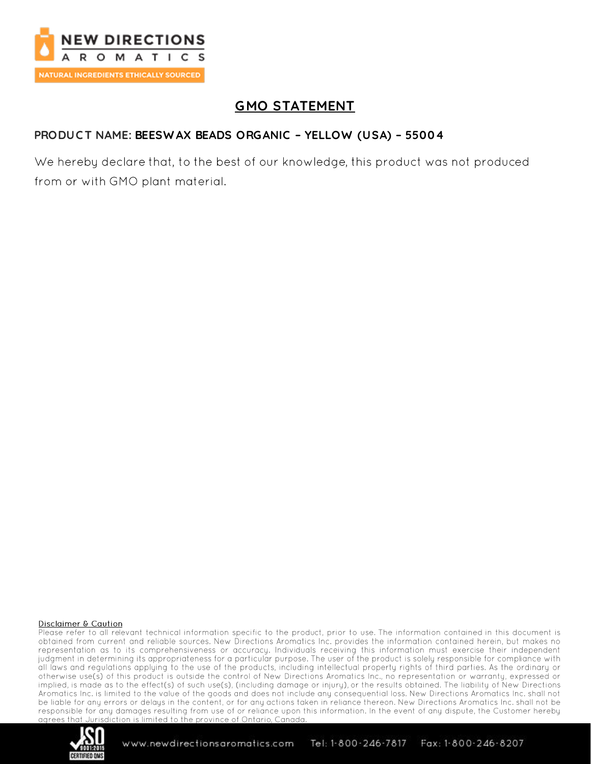# GMO STATEMENT

**PRODUCT NAME: BEESWAX BEADS ORGANIC – YELLOW (USA) – 55004**

We hereby declare that, to the best of our knowledge, this product was not produced from or with GMO plant material.

**Disclaimer & Caution**

Please refer to all relevant technical information specific to the product, prior to use. The information contained in this document is obtained from current and reliable sources. New Directions Aromatics Inc. provides the information contained herein, but makes no representation as to its comprehensiveness or accuracy. Individuals receiving this information must exercise their independent judgment in determining its appropriateness for a particular purpose. The user of the product is solely responsible for compliance with all laws and regulations applying to the use of the products, including intellectual property rights of third parties. As the ordinary or otherwise use(s) of this product is outside the control of New Directions Aromatics Inc., no representation or warranty, expressed or implied, is made as to the effect(s) of such use(s), (including damage or injury), or the results obtained. The liability of New Directions Aromatics Inc. is limited to the value of the goods and does not include any consequential loss. New Directions Aromatics Inc. shall not be liable for any errors or delays in the content, or for any actions taken in reliance thereon. New Directions Aromatics Inc. shall not be responsible for any damages resulting from use of or reliance upon this information. In the event of any dispute, the Customer hereby agrees that Jurisdiction is limited to the province of Ontario, Canada.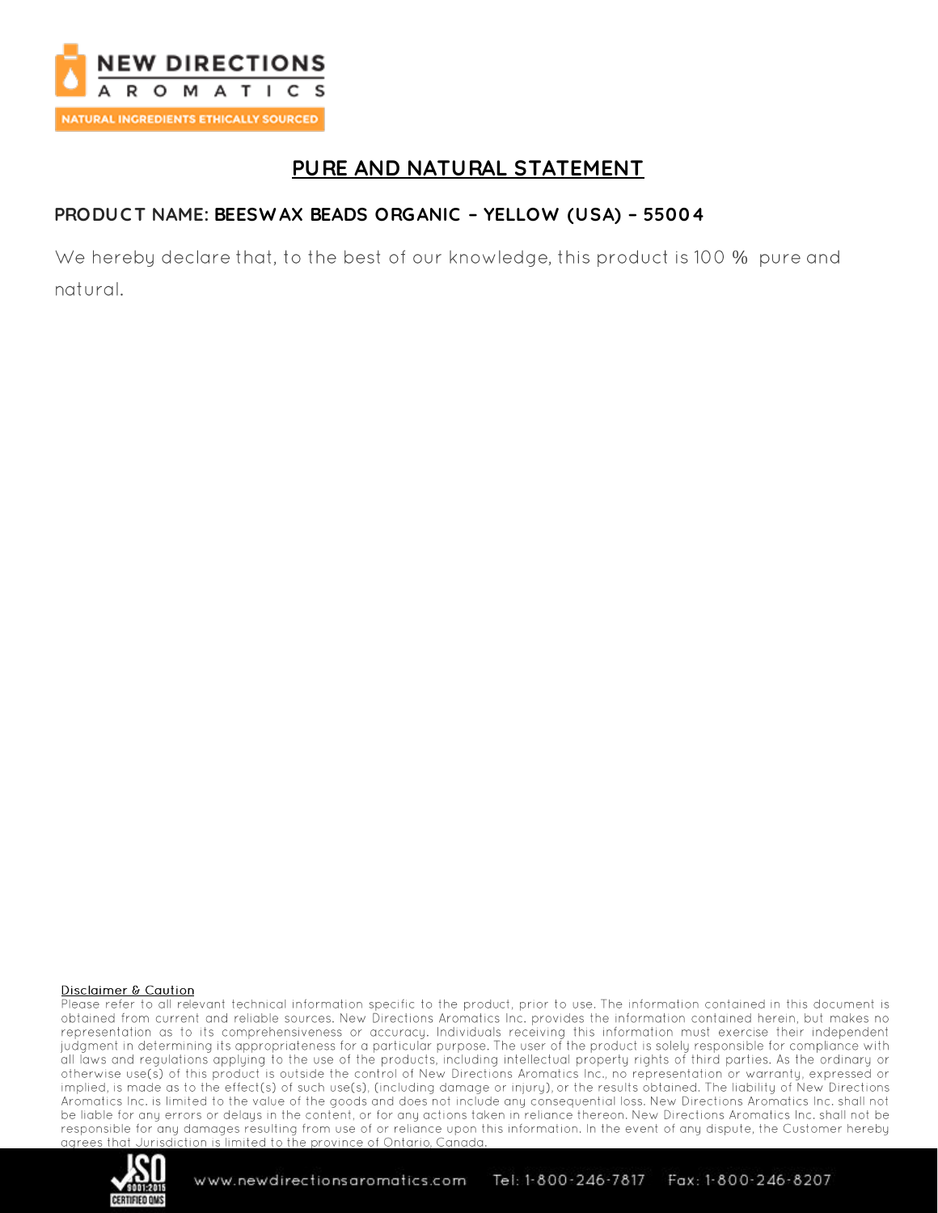# PURE AND NATURAL STATEMENT

**PRODUCT NAME: BEESWAX BEADS ORGANIC – YELLOW (USA) – 55004**

We hereby declare that, to the best of our knowledge, this product is 100 % pure and natural.

**Disclaimer & Caution**

Please refer to all relevant technical information specific to the product, prior to use. The information contained in this document is obtained from current and reliable sources. New Directions Aromatics Inc. provides the information contained herein, but makes no representation as to its comprehensiveness or accuracy. Individuals receiving this information must exercise their independent judgment in determining its appropriateness for a particular purpose. The user of the product is solely responsible for compliance with all laws and regulations applying to the use of the products, including intellectual property rights of third parties. As the ordinary or otherwise use(s) of this product is outside the control of New Directions Aromatics Inc., no representation or warranty, expressed or implied, is made as to the effect(s) of such use(s), (including damage or injury), or the results obtained. The liability of New Directions Aromatics Inc. is limited to the value of the goods and does not include any consequential loss. New Directions Aromatics Inc. shall not be liable for any errors or delays in the content, or for any actions taken in reliance thereon. New Directions Aromatics Inc. shall not be responsible for any damages resulting from use of or reliance upon this information. In the event of any dispute, the Customer hereby agrees that Jurisdiction is limited to the province of Ontario, Canada.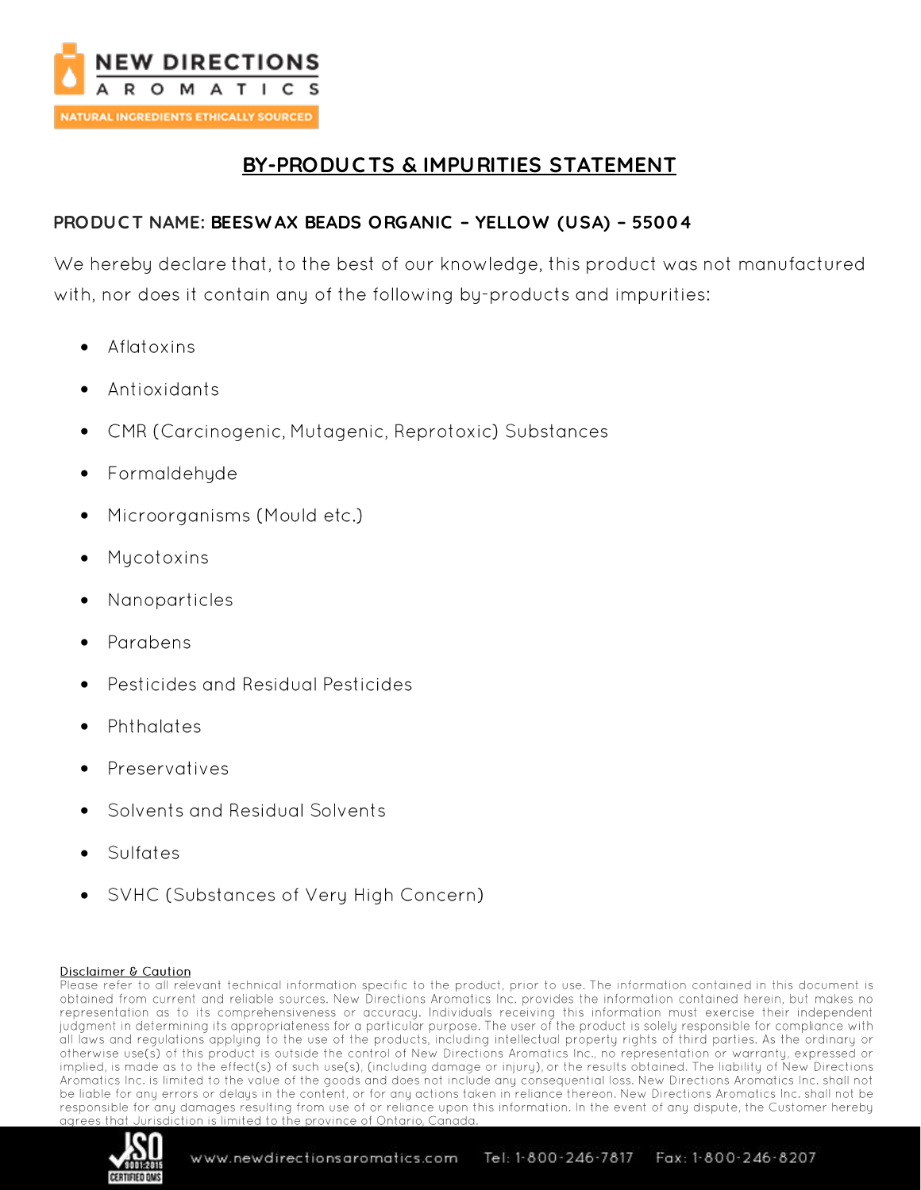# BY-PRODUCTS & IMPURITIES STATEMENT

**PRODUCT NAME: BEESWAX BEADS ORGANIC – YELLOW (USA) – 55004**

We hereby declare that, to the best of our knowledge, this product was not manufactured with, nor does it contain any of the following by-products and impurities:

- Aflatoxins
- Antioxidants
- CMR (Carcinogenic, Mutagenic, Reprotoxic) Substances
- Formaldehyde
- Microorganisms (Mould etc.)
- Mycotoxins
- Nanoparticles
- Parabens
- Pesticides and Residual Pesticides
- Phthalates
- Preservatives
- Solvents and Residual Solvents
- Sulfates
- SVHC (Substances of Very High Concern)

Disclaimer & Caution

Please refer to all relevant technical information specific to the product, prior to use. The information contained in this document is obtained from current and reliable sources. New Directions Aromatics Inc. provides the information contained herein, but makes no representation as to its comprehensiveness or accuracy. Individuals receiving this information must exercise their independent judgment in determining its appropriateness for a particular purpose. The user of the product is solely responsible for compliance with all laws and regulations applying to the use of the products, including intellectual property rights of third parties. As the ordinary or otherwise use(s) of this product is outside the control of New Directions Aromatics Inc., no representation or warranty, expressed or implied, is made as to the effect(s) of such use(s), (including damage or injury), or the results obtained. The liability of New Directions Aromatics Inc. is limited to the value of the goods and does not include any consequential loss. New Directions Aromatics Inc. shall not be liable for any errors or delays in the content, or for any actions taken in reliance thereon. New Directions Aromatics Inc. shall not be responsible for any damages resulting from use of or reliance upon this information. In the event of any dispute, the Customer hereby agrees that Jurisdiction is limited to the province of Ontario, Canada.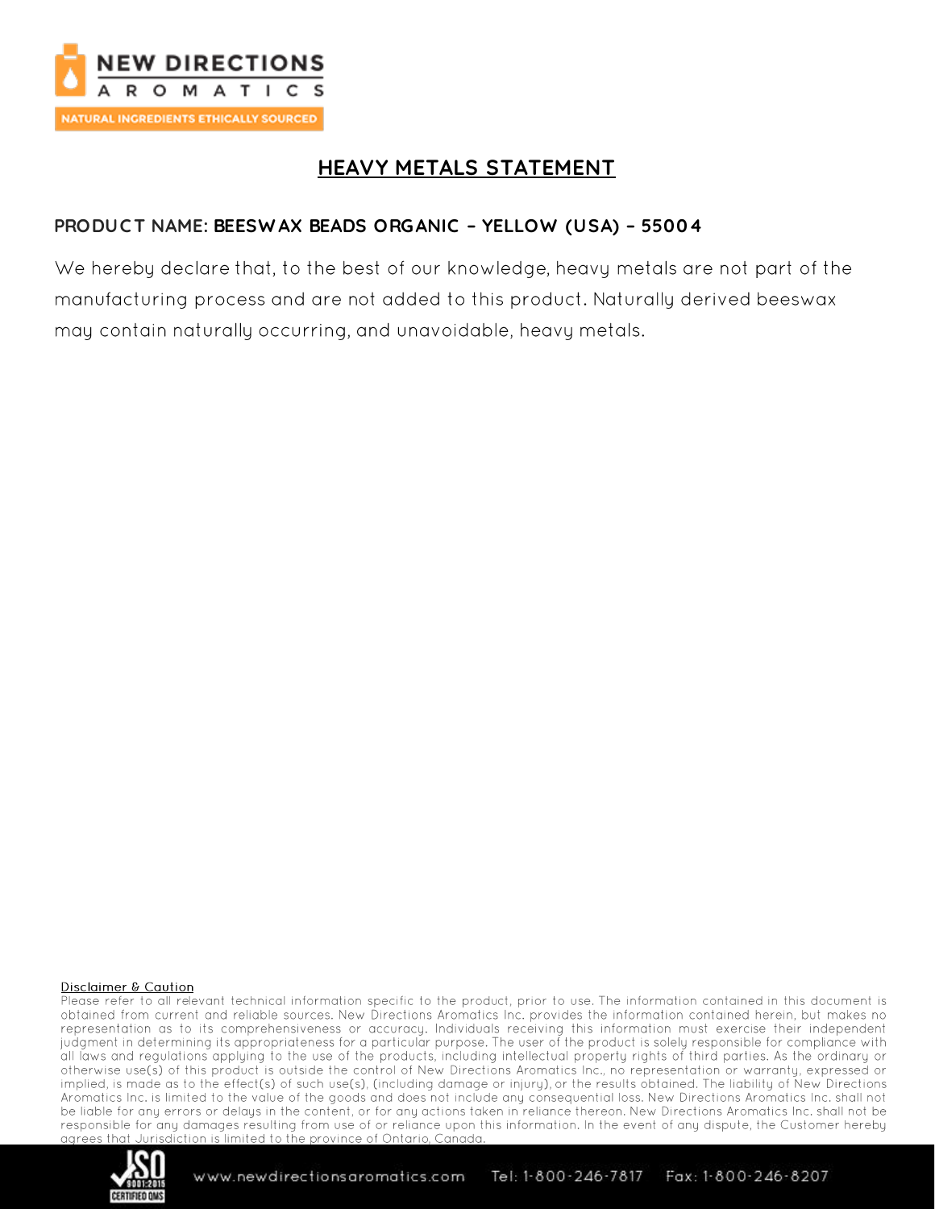NEW DIRECTIONS AROMATICS

NATURAL INGREDIENTS ETHICALLY SOURCED

# HEAVY METALS STATEMENT

**PRODUCT NAME: BEESWAX BEADS ORGANIC – YELLOW (USA) – 55004**

We hereby declare that, to the best of our knowledge, heavy metals are not part of the manufacturing process and are not added to this product. Naturally derived beeswax may contain naturally occurring, and unavoidable, heavy metals.

**Disclaimer & Caution**

Please refer to all relevant technical information specific to the product, prior to use. The information contained in this document is obtained from current and reliable sources. New Directions Aromatics Inc. provides the information contained herein, but makes no representation as to its comprehensiveness or accuracy. Individuals receiving this information must exercise their independent judgment in determining its appropriateness for a particular purpose. The user of the product is solely responsible for compliance with all laws and regulations applying to the use of the products, including intellectual property rights of third parties. As the ordinary or otherwise use(s) of this product is outside the control of New Directions Aromatics Inc., no representation or warranty, expressed or implied, is made as to the effect(s) of such use(s), (including damage or injury), or the results obtained. The liability of New Directions Aromatics Inc. is limited to the value of the goods and does not include any consequential loss. New Directions Aromatics Inc. shall not be liable for any errors or delays in the content, or for any actions taken in reliance thereon. New Directions Aromatics Inc. shall not be responsible for any damages resulting from use of or reliance upon this information. In the event of any dispute, the Customer hereby agrees that Jurisdiction is limited to the province of Ontario, Canada.

www.newdirectionsaromatics.com Tel: 1-800-246-7817 Fax: 1-800-246-8207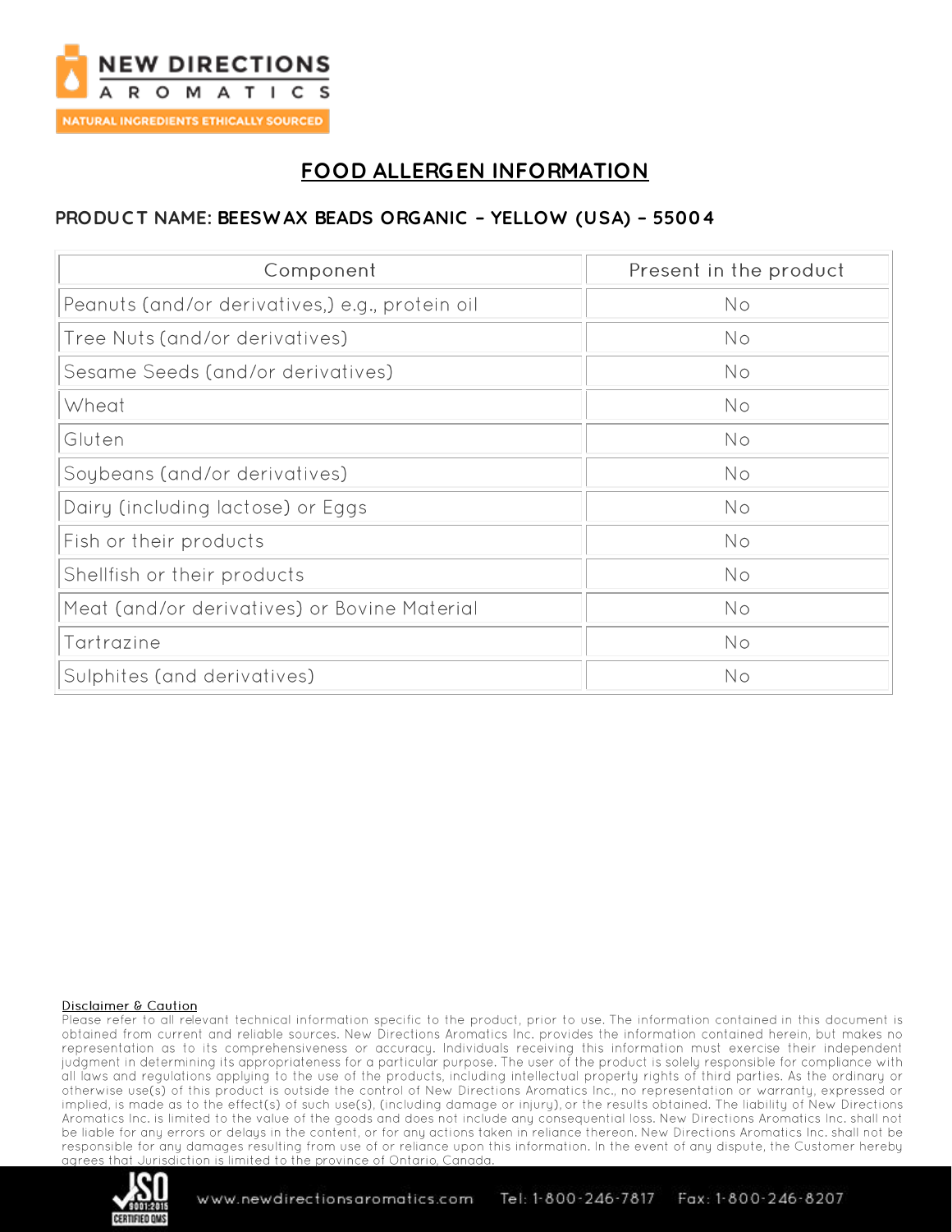# FOOD ALLERGEN INFORMATION

## PRODUCT NAME: BEESWAX BEADS ORGANIC – YELLOW (USA) – 55004

| Component | Present in the product |
|---|---|
| Peanuts (and/or derivatives,) e.g., protein oil | No |
| Tree Nuts (and/or derivatives) | No |
| Sesame Seeds (and/or derivatives) | No |
| Wheat | No |
| Gluten | No |
| Soybeans (and/or derivatives) | No |
| Dairy (including lactose) or Eggs | No |
| Fish or their products | No |
| Shellfish or their products | No |
| Meat (and/or derivatives) or Bovine Material | No |
| Tartrazine | No |
| Sulphites (and derivatives) | No |

**Disclaimer & Caution**

Please refer to all relevant technical information specific to the product, prior to use. The information contained in this document is obtained from current and reliable sources. New Directions Aromatics Inc. provides the information contained herein, but makes no representation as to its comprehensiveness or accuracy. Individuals receiving this information must exercise their independent judgment in determining its appropriateness for a particular purpose. The user of the product is solely responsible for compliance with all laws and regulations applying to the use of the products, including intellectual property rights of third parties. As the ordinary or otherwise use(s) of this product is outside the control of New Directions Aromatics Inc., no representation or warranty, expressed or implied, is made as to the effect(s) of such use(s), (including damage or injury), or the results obtained. The liability of New Directions Aromatics Inc. is limited to the value of the goods and does not include any consequential loss. New Directions Aromatics Inc. shall not be liable for any errors or delays in the content, or for any actions taken in reliance thereon. New Directions Aromatics Inc. shall not be responsible for any damages resulting from use of or reliance upon this information. In the event of any dispute, the Customer hereby agrees that Jurisdiction is limited to the province of Ontario, Canada.

www.newdirectionsaromatics.com Tel: 1-800-246-7817 Fax: 1-800-246-8207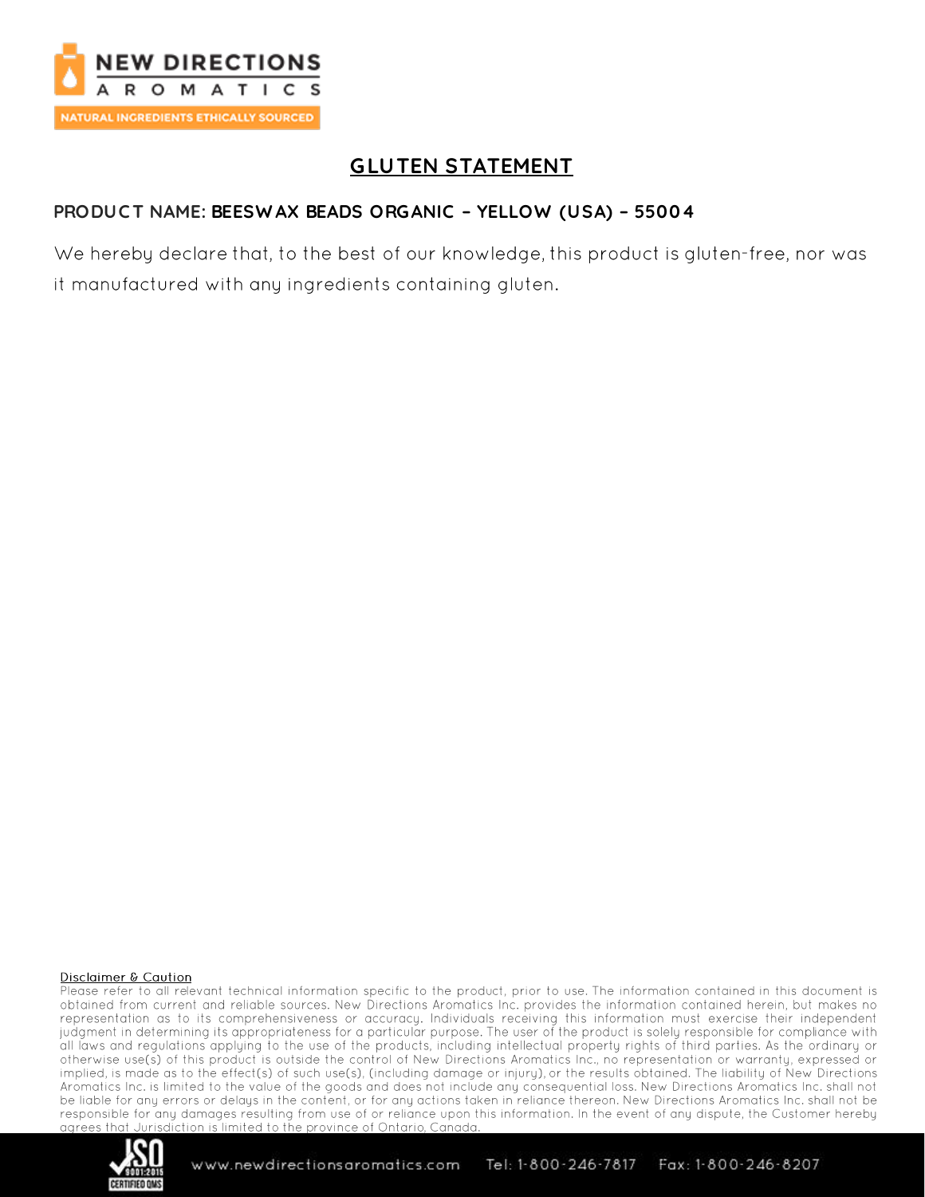# GLUTEN STATEMENT

**PRODUCT NAME: BEESWAX BEADS ORGANIC – YELLOW (USA) – 55004**

We hereby declare that, to the best of our knowledge, this product is gluten-free, nor was it manufactured with any ingredients containing gluten.

**Disclaimer & Caution**

Please refer to all relevant technical information specific to the product, prior to use. The information contained in this document is obtained from current and reliable sources. New Directions Aromatics Inc. provides the information contained herein, but makes no representation as to its comprehensiveness or accuracy. Individuals receiving this information must exercise their independent judgment in determining its appropriateness for a particular purpose. The user of the product is solely responsible for compliance with all laws and regulations applying to the use of the products, including intellectual property rights of third parties. As the ordinary or otherwise use(s) of this product is outside the control of New Directions Aromatics Inc., no representation or warranty, expressed or implied, is made as to the effect(s) of such use(s), (including damage or injury), or the results obtained. The liability of New Directions Aromatics Inc. is limited to the value of the goods and does not include any consequential loss. New Directions Aromatics Inc. shall not be liable for any errors or delays in the content, or for any actions taken in reliance thereon. New Directions Aromatics Inc. shall not be responsible for any damages resulting from use of or reliance upon this information. In the event of any dispute, the Customer hereby agrees that Jurisdiction is limited to the province of Ontario, Canada.

www.newdirectionsaromatics.com Tel: 1-800-246-7817 Fax: 1-800-246-8207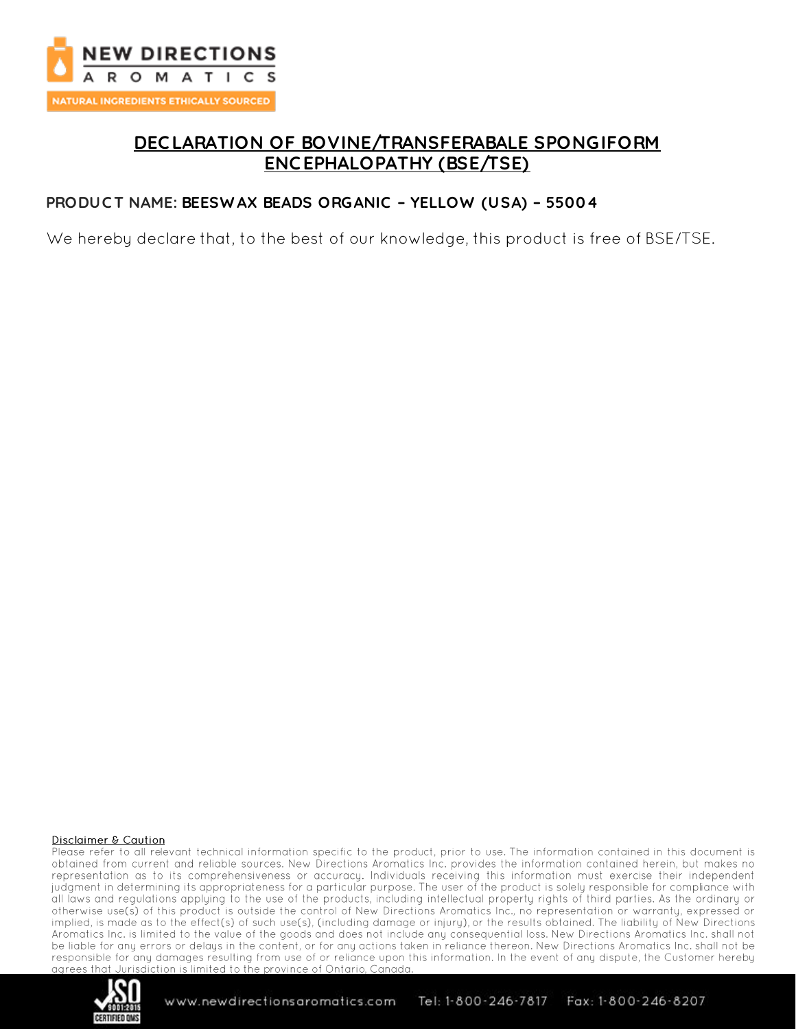NEW DIRECTIONS AROMATICS

NATURAL INGREDIENTS ETHICALLY SOURCED

# DECLARATION OF BOVINE/TRANSFERABALE SPONGIFORM ENCEPHALOPATHY (BSE/TSE)

**PRODUCT NAME: BEESWAX BEADS ORGANIC – YELLOW (USA) – 55004**

We hereby declare that, to the best of our knowledge, this product is free of BSE/TSE.

Disclaimer & Caution

Please refer to all relevant technical information specific to the product, prior to use. The information contained in this document is obtained from current and reliable sources. New Directions Aromatics Inc. provides the information contained herein, but makes no representation as to its comprehensiveness or accuracy. Individuals receiving this information must exercise their independent judgment in determining its appropriateness for a particular purpose. The user of the product is solely responsible for compliance with all laws and regulations applying to the use of the products, including intellectual property rights of third parties. As the ordinary or otherwise use(s) of this product is outside the control of New Directions Aromatics Inc., no representation or warranty, expressed or implied, is made as to the effect(s) of such use(s), (including damage or injury), or the results obtained. The liability of New Directions Aromatics Inc. is limited to the value of the goods and does not include any consequential loss. New Directions Aromatics Inc. shall not be liable for any errors or delays in the content, or for any actions taken in reliance thereon. New Directions Aromatics Inc. shall not be responsible for any damages resulting from use of or reliance upon this information. In the event of any dispute, the Customer hereby agrees that Jurisdiction is limited to the province of Ontario, Canada.

www.newdirectionsaromatics.com Tel: 1-800-246-7817 Fax: 1-800-246-8207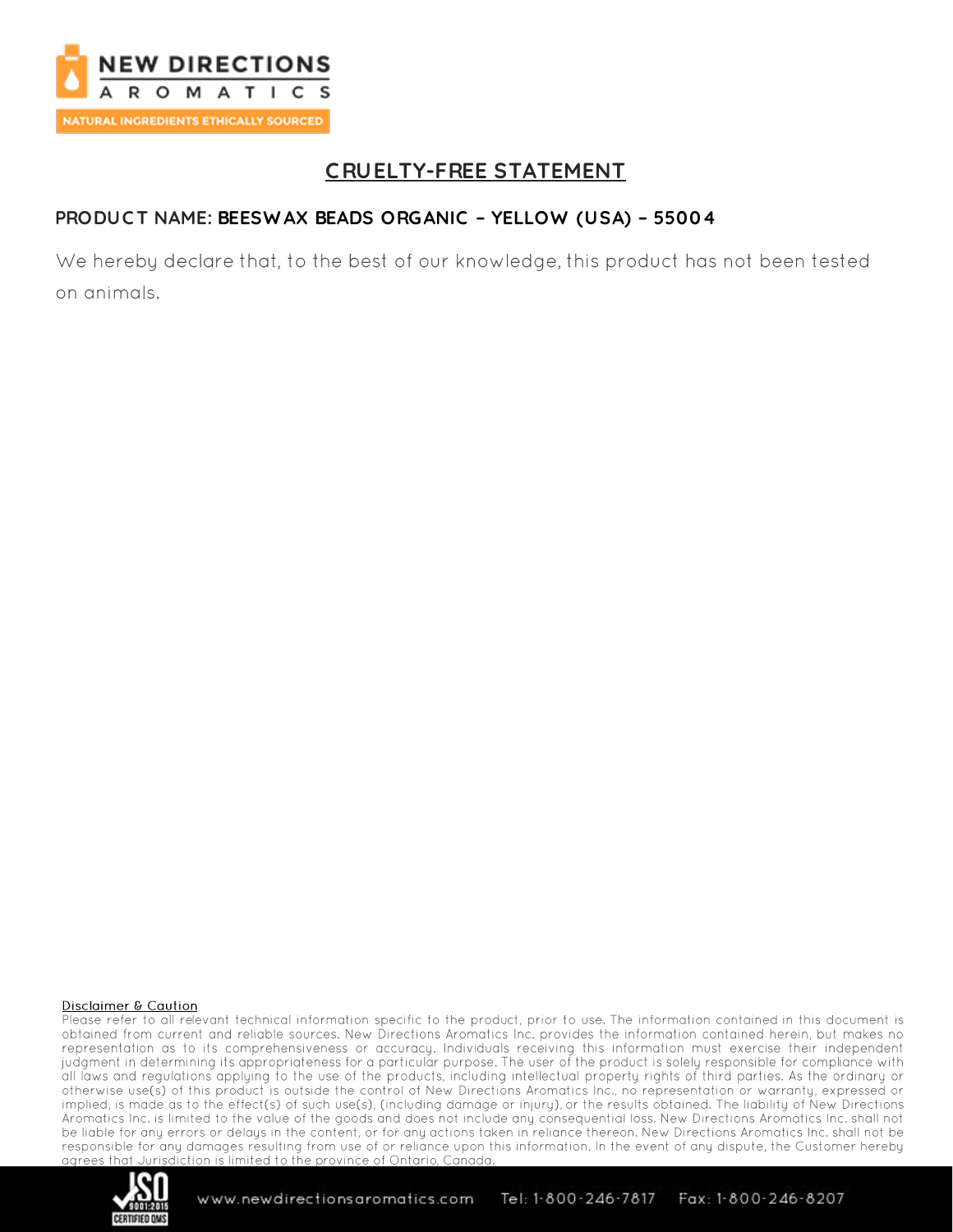# CRUELTY-FREE STATEMENT

**PRODUCT NAME: BEESWAX BEADS ORGANIC – YELLOW (USA) – 55004**

We hereby declare that, to the best of our knowledge, this product has not been tested on animals.

**Disclaimer & Caution**

Please refer to all relevant technical information specific to the product, prior to use. The information contained in this document is obtained from current and reliable sources. New Directions Aromatics Inc. provides the information contained herein, but makes no representation as to its comprehensiveness or accuracy. Individuals receiving this information must exercise their independent judgment in determining its appropriateness for a particular purpose. The user of the product is solely responsible for compliance with all laws and regulations applying to the use of the products, including intellectual property rights of third parties. As the ordinary or otherwise use(s) of this product is outside the control of New Directions Aromatics Inc., no representation or warranty, expressed or implied, is made as to the effect(s) of such use(s), (including damage or injury), or the results obtained. The liability of New Directions Aromatics Inc. is limited to the value of the goods and does not include any consequential loss. New Directions Aromatics Inc. shall not be liable for any errors or delays in the content, or for any actions taken in reliance thereon. New Directions Aromatics Inc. shall not be responsible for any damages resulting from use of or reliance upon this information. In the event of any dispute, the Customer hereby agrees that Jurisdiction is limited to the province of Ontario, Canada.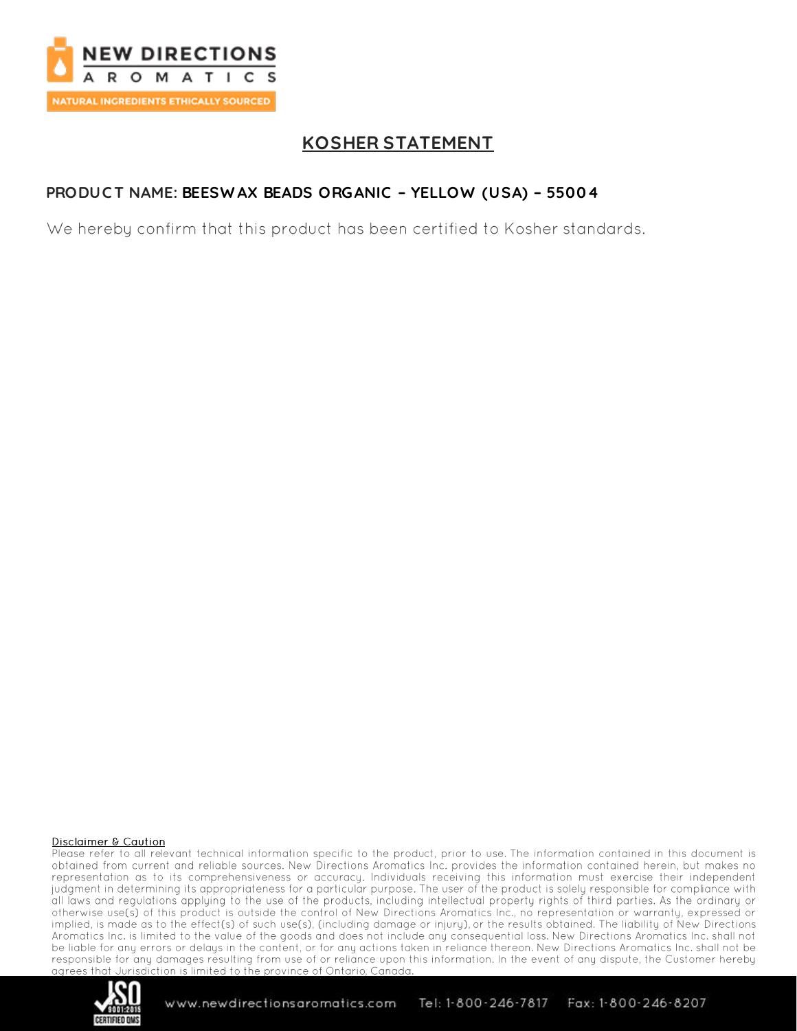# KOSHER STATEMENT

**PRODUCT NAME: BEESWAX BEADS ORGANIC – YELLOW (USA) – 55004**

We hereby confirm that this product has been certified to Kosher standards.

Disclaimer & Caution

Please refer to all relevant technical information specific to the product, prior to use. The information contained in this document is obtained from current and reliable sources. New Directions Aromatics Inc. provides the information contained herein, but makes no representation as to its comprehensiveness or accuracy. Individuals receiving this information must exercise their independent judgment in determining its appropriateness for a particular purpose. The user of the product is solely responsible for compliance with all laws and regulations applying to the use of the products, including intellectual property rights of third parties. As the ordinary or otherwise use(s) of this product is outside the control of New Directions Aromatics Inc., no representation or warranty, expressed or implied, is made as to the effect(s) of such use(s), (including damage or injury), or the results obtained. The liability of New Directions Aromatics Inc. is limited to the value of the goods and does not include any consequential loss. New Directions Aromatics Inc. shall not be liable for any errors or delays in the content, or for any actions taken in reliance thereon. New Directions Aromatics Inc. shall not be responsible for any damages resulting from use of or reliance upon this information. In the event of any dispute, the Customer hereby agrees that Jurisdiction is limited to the province of Ontario, Canada.

www.newdirectionsaromatics.com Tel: 1-800-246-7817 Fax: 1-800-246-8207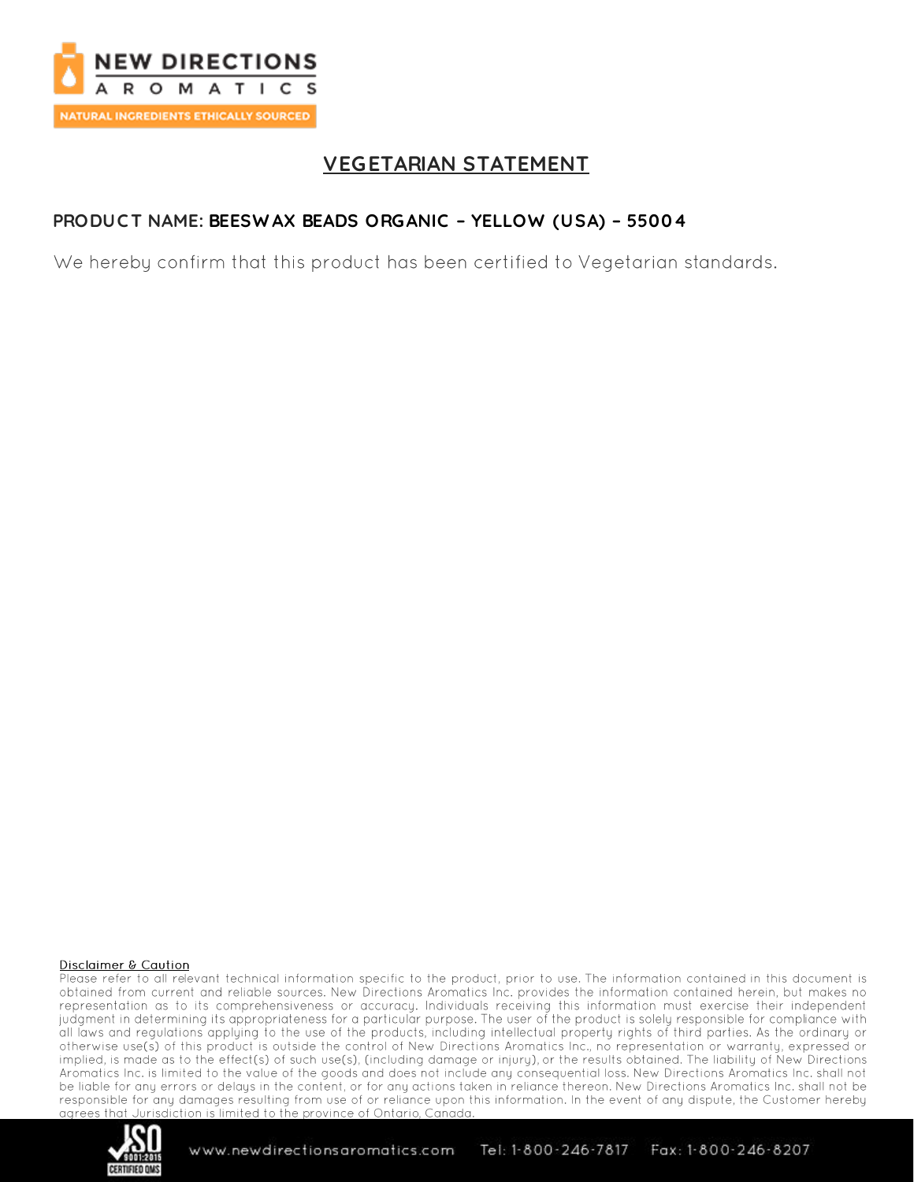# VEGETARIAN STATEMENT

**PRODUCT NAME: BEESWAX BEADS ORGANIC – YELLOW (USA) – 55004**

We hereby confirm that this product has been certified to Vegetarian standards.

**Disclaimer & Caution**

Please refer to all relevant technical information specific to the product, prior to use. The information contained in this document is obtained from current and reliable sources. New Directions Aromatics Inc. provides the information contained herein, but makes no representation as to its comprehensiveness or accuracy. Individuals receiving this information must exercise their independent judgment in determining its appropriateness for a particular purpose. The user of the product is solely responsible for compliance with all laws and regulations applying to the use of the products, including intellectual property rights of third parties. As the ordinary or otherwise use(s) of this product is outside the control of New Directions Aromatics Inc., no representation or warranty, expressed or implied, is made as to the effect(s) of such use(s), (including damage or injury), or the results obtained. The liability of New Directions Aromatics Inc. is limited to the value of the goods and does not include any consequential loss. New Directions Aromatics Inc. shall not be liable for any errors or delays in the content, or for any actions taken in reliance thereon. New Directions Aromatics Inc. shall not be responsible for any damages resulting from use of or reliance upon this information. In the event of any dispute, the Customer hereby agrees that Jurisdiction is limited to the province of Ontario, Canada.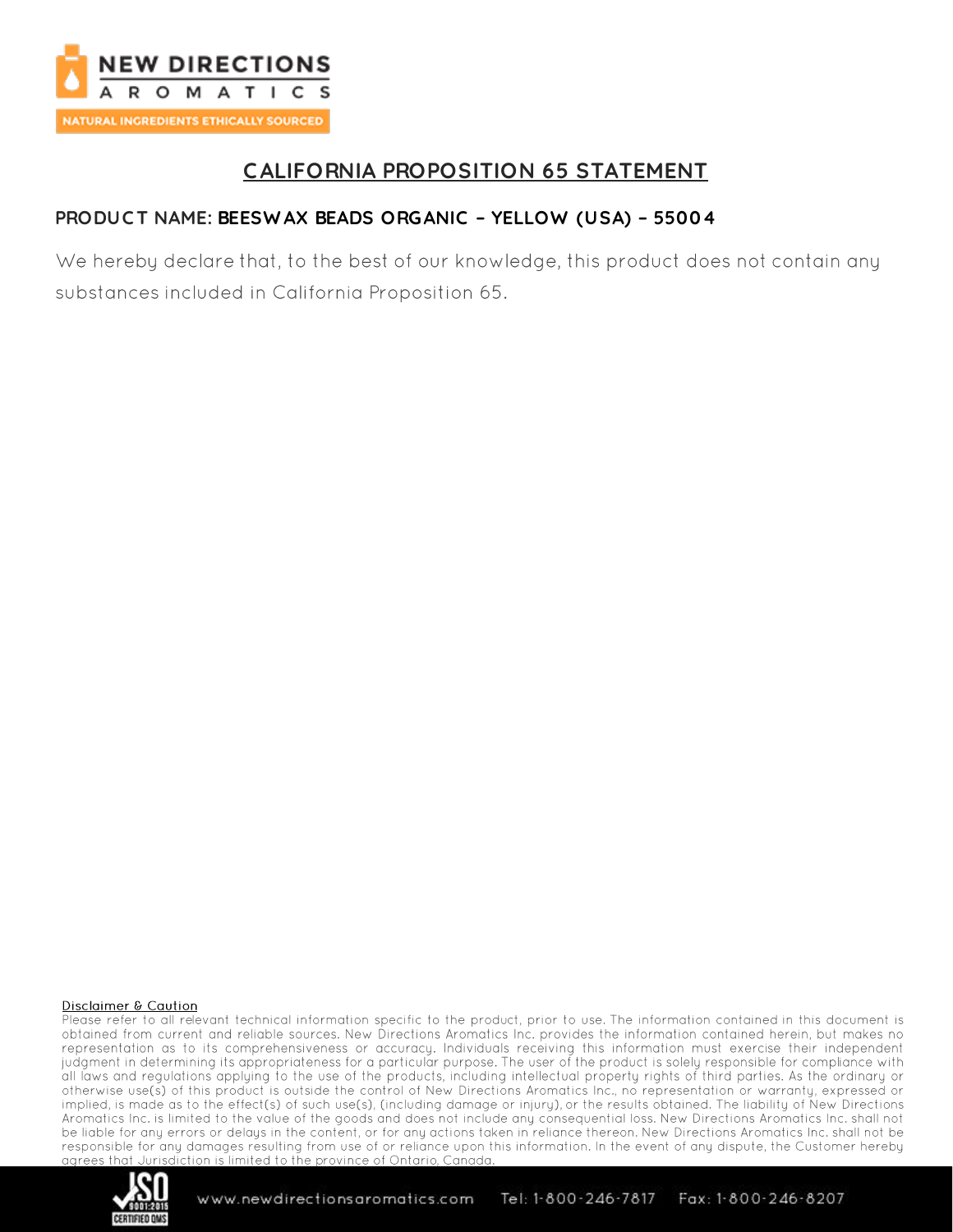NEW DIRECTIONS AROMATICS

NATURAL INGREDIENTS ETHICALLY SOURCED

# CALIFORNIA PROPOSITION 65 STATEMENT

**PRODUCT NAME: BEESWAX BEADS ORGANIC – YELLOW (USA) – 55004**

We hereby declare that, to the best of our knowledge, this product does not contain any substances included in California Proposition 65.

**Disclaimer & Caution**

Please refer to all relevant technical information specific to the product, prior to use. The information contained in this document is obtained from current and reliable sources. New Directions Aromatics Inc. provides the information contained herein, but makes no representation as to its comprehensiveness or accuracy. Individuals receiving this information must exercise their independent judgment in determining its appropriateness for a particular purpose. The user of the product is solely responsible for compliance with all laws and regulations applying to the use of the products, including intellectual property rights of third parties. As the ordinary or otherwise use(s) of this product is outside the control of New Directions Aromatics Inc., no representation or warranty, expressed or implied, is made as to the effect(s) of such use(s), (including damage or injury), or the results obtained. The liability of New Directions Aromatics Inc. is limited to the value of the goods and does not include any consequential loss. New Directions Aromatics Inc. shall not be liable for any errors or delays in the content, or for any actions taken in reliance thereon. New Directions Aromatics Inc. shall not be responsible for any damages resulting from use of or reliance upon this information. In the event of any dispute, the Customer hereby agrees that Jurisdiction is limited to the province of Ontario, Canada.

www.newdirectionsaromatics.com Tel: 1-800-246-7817 Fax: 1-800-246-8207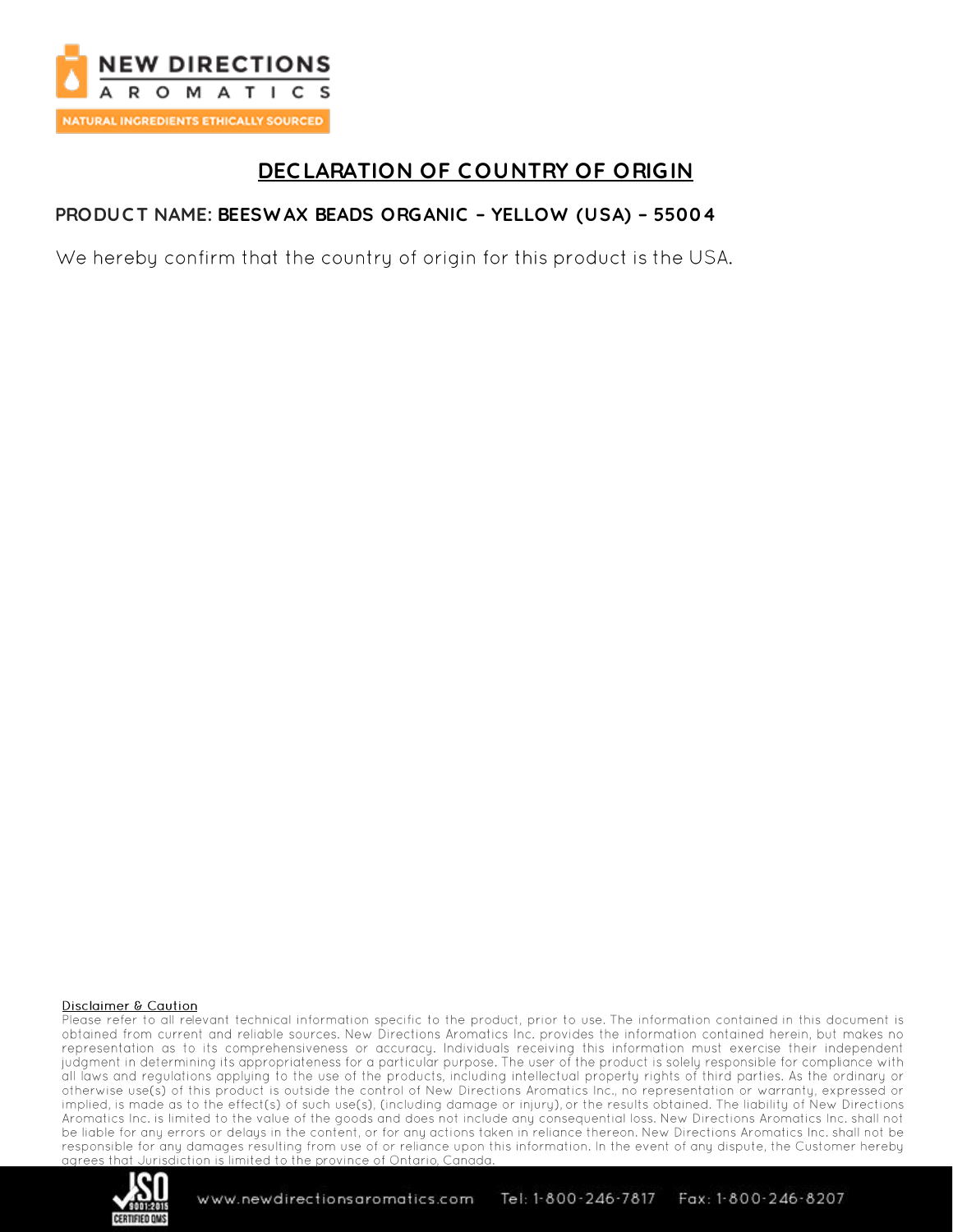NEW DIRECTIONS AROMATICS

NATURAL INGREDIENTS ETHICALLY SOURCED

# DECLARATION OF COUNTRY OF ORIGIN

**PRODUCT NAME: BEESWAX BEADS ORGANIC – YELLOW (USA) – 55004**

We hereby confirm that the country of origin for this product is the USA.

Disclaimer & Caution

Please refer to all relevant technical information specific to the product, prior to use. The information contained in this document is obtained from current and reliable sources. New Directions Aromatics Inc. provides the information contained herein, but makes no representation as to its comprehensiveness or accuracy. Individuals receiving this information must exercise their independent judgment in determining its appropriateness for a particular purpose. The user of the product is solely responsible for compliance with all laws and regulations applying to the use of the products, including intellectual property rights of third parties. As the ordinary or otherwise use(s) of this product is outside the control of New Directions Aromatics Inc., no representation or warranty, expressed or implied, is made as to the effect(s) of such use(s), (including damage or injury), or the results obtained. The liability of New Directions Aromatics Inc. is limited to the value of the goods and does not include any consequential loss. New Directions Aromatics Inc. shall not be liable for any errors or delays in the content, or for any actions taken in reliance thereon. New Directions Aromatics Inc. shall not be responsible for any damages resulting from use of or reliance upon this information. In the event of any dispute, the Customer hereby agrees that Jurisdiction is limited to the province of Ontario, Canada.

ISO 9001:2015 CERTIFIED QMS

www.newdirectionsaromatics.com Tel: 1-800-246-7817 Fax: 1-800-246-8207